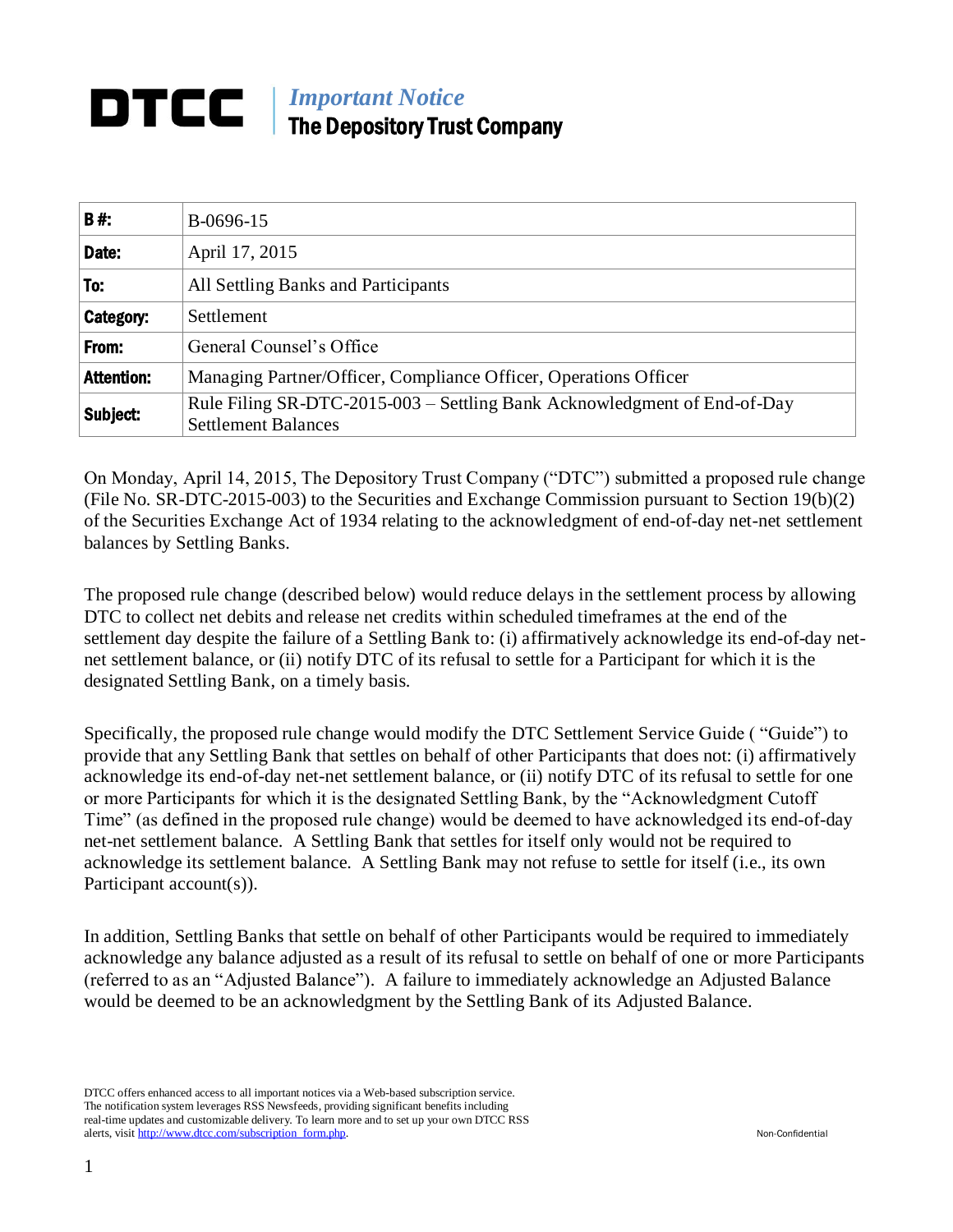# DTCC | *Important Notice*
## The Depository Trust Company

| | |
|---|---|
| **B #:** | B-0696-15 |
| **Date:** | April 17, 2015 |
| **To:** | All Settling Banks and Participants |
| **Category:** | Settlement |
| **From:** | General Counsel's Office |
| **Attention:** | Managing Partner/Officer, Compliance Officer, Operations Officer |
| **Subject:** | Rule Filing SR-DTC-2015-003 – Settling Bank Acknowledgment of End-of-Day Settlement Balances |

On Monday, April 14, 2015, The Depository Trust Company ("DTC") submitted a proposed rule change (File No. SR-DTC-2015-003) to the Securities and Exchange Commission pursuant to Section 19(b)(2) of the Securities Exchange Act of 1934 relating to the acknowledgment of end-of-day net-net settlement balances by Settling Banks.

The proposed rule change (described below) would reduce delays in the settlement process by allowing DTC to collect net debits and release net credits within scheduled timeframes at the end of the settlement day despite the failure of a Settling Bank to: (i) affirmatively acknowledge its end-of-day net-net settlement balance, or (ii) notify DTC of its refusal to settle for a Participant for which it is the designated Settling Bank, on a timely basis.

Specifically, the proposed rule change would modify the DTC Settlement Service Guide ( "Guide") to provide that any Settling Bank that settles on behalf of other Participants that does not: (i) affirmatively acknowledge its end-of-day net-net settlement balance, or (ii) notify DTC of its refusal to settle for one or more Participants for which it is the designated Settling Bank, by the "Acknowledgment Cutoff Time" (as defined in the proposed rule change) would be deemed to have acknowledged its end-of-day net-net settlement balance. A Settling Bank that settles for itself only would not be required to acknowledge its settlement balance. A Settling Bank may not refuse to settle for itself (i.e., its own Participant account(s)).

In addition, Settling Banks that settle on behalf of other Participants would be required to immediately acknowledge any balance adjusted as a result of its refusal to settle on behalf of one or more Participants (referred to as an "Adjusted Balance"). A failure to immediately acknowledge an Adjusted Balance would be deemed to be an acknowledgment by the Settling Bank of its Adjusted Balance.

DTCC offers enhanced access to all important notices via a Web-based subscription service. The notification system leverages RSS Newsfeeds, providing significant benefits including real-time updates and customizable delivery. To learn more and to set up your own DTCC RSS alerts, visit http://www.dtcc.com/subscription_form.php.

Non-Confidential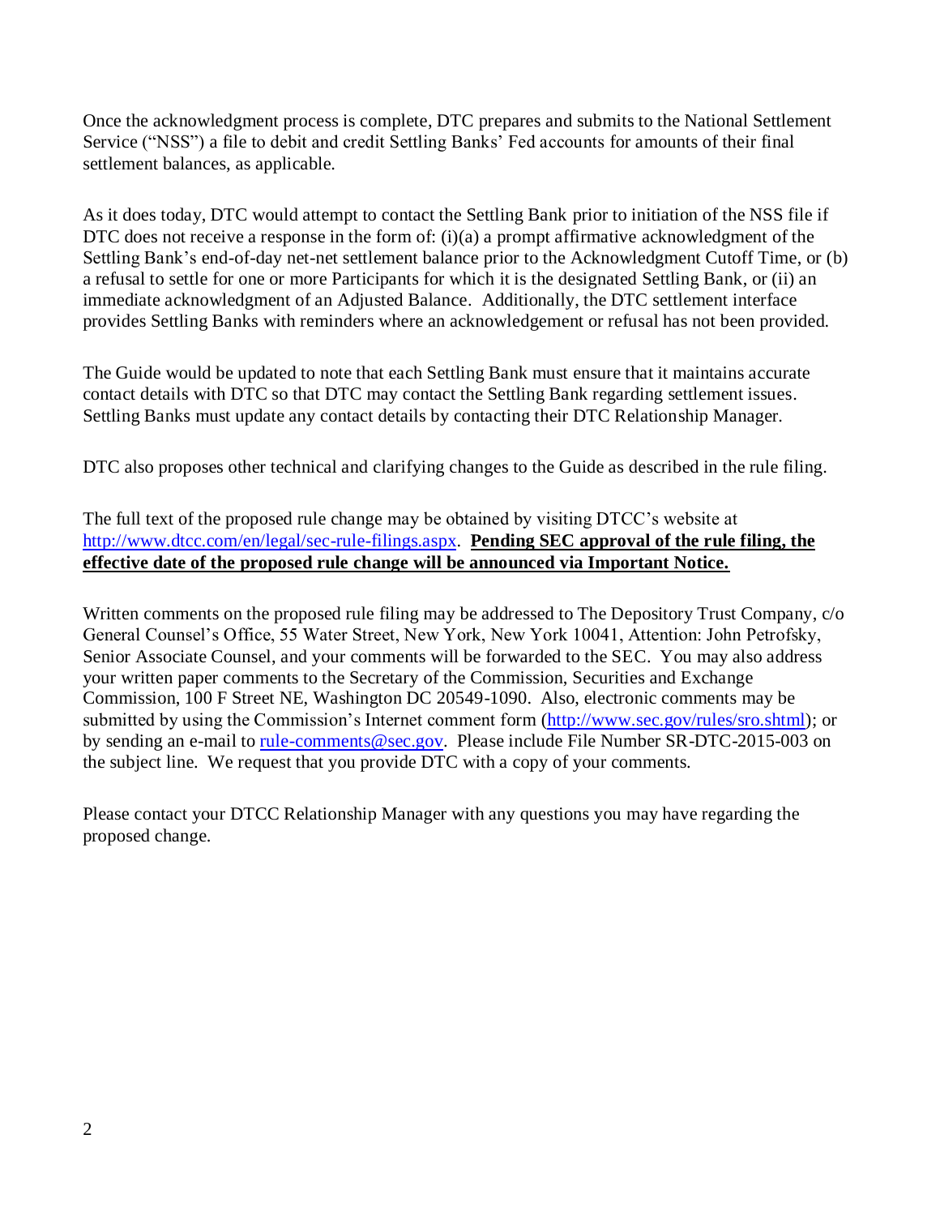Once the acknowledgment process is complete, DTC prepares and submits to the National Settlement Service ("NSS") a file to debit and credit Settling Banks' Fed accounts for amounts of their final settlement balances, as applicable.

As it does today, DTC would attempt to contact the Settling Bank prior to initiation of the NSS file if DTC does not receive a response in the form of: (i)(a) a prompt affirmative acknowledgment of the Settling Bank's end-of-day net-net settlement balance prior to the Acknowledgment Cutoff Time, or (b) a refusal to settle for one or more Participants for which it is the designated Settling Bank, or (ii) an immediate acknowledgment of an Adjusted Balance. Additionally, the DTC settlement interface provides Settling Banks with reminders where an acknowledgement or refusal has not been provided.

The Guide would be updated to note that each Settling Bank must ensure that it maintains accurate contact details with DTC so that DTC may contact the Settling Bank regarding settlement issues. Settling Banks must update any contact details by contacting their DTC Relationship Manager.

DTC also proposes other technical and clarifying changes to the Guide as described in the rule filing.

The full text of the proposed rule change may be obtained by visiting DTCC's website at [http://www.dtcc.com/en/legal/sec-rule-filings.aspx](http://www.dtcc.com/en/legal/sec-rule-filings.aspx). **Pending SEC approval of the rule filing, the effective date of the proposed rule change will be announced via Important Notice.**

Written comments on the proposed rule filing may be addressed to The Depository Trust Company, c/o General Counsel's Office, 55 Water Street, New York, New York 10041, Attention: John Petrofsky, Senior Associate Counsel, and your comments will be forwarded to the SEC. You may also address your written paper comments to the Secretary of the Commission, Securities and Exchange Commission, 100 F Street NE, Washington DC 20549-1090. Also, electronic comments may be submitted by using the Commission's Internet comment form ([http://www.sec.gov/rules/sro.shtml](http://www.sec.gov/rules/sro.shtml)); or by sending an e-mail to [rule-comments@sec.gov](mailto:rule-comments@sec.gov). Please include File Number SR-DTC-2015-003 on the subject line. We request that you provide DTC with a copy of your comments.

Please contact your DTCC Relationship Manager with any questions you may have regarding the proposed change.